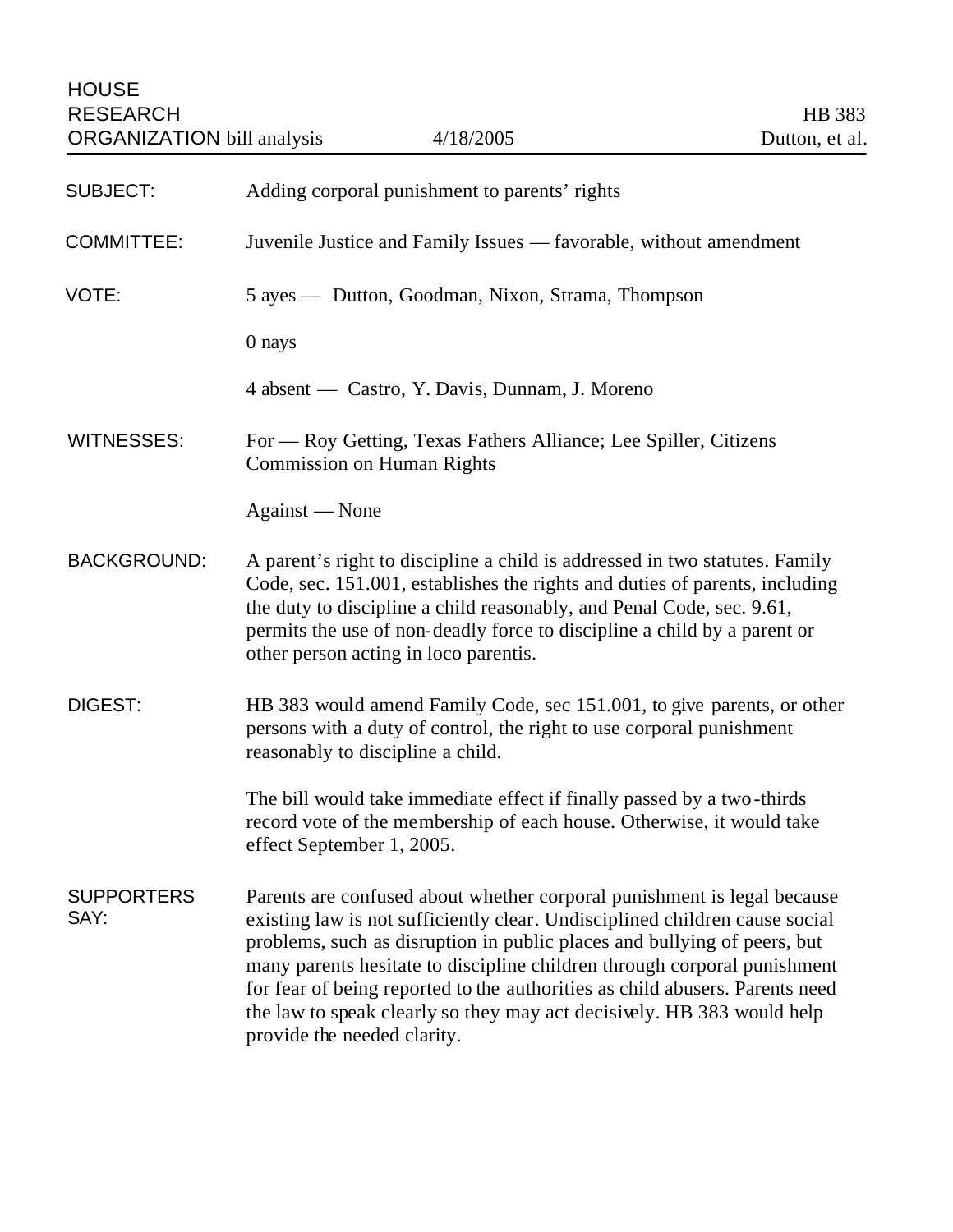HOUSE RESEARCH ORGANIZATION bill analysis | 4/18/2005 | HB 383 | Dutton, et al.

**SUBJECT:** Adding corporal punishment to parents' rights

**COMMITTEE:** Juvenile Justice and Family Issues — favorable, without amendment

**VOTE:** 5 ayes — Dutton, Goodman, Nixon, Strama, Thompson

0 nays

4 absent — Castro, Y. Davis, Dunnam, J. Moreno

**WITNESSES:** For — Roy Getting, Texas Fathers Alliance; Lee Spiller, Citizens Commission on Human Rights

Against — None

**BACKGROUND:** A parent's right to discipline a child is addressed in two statutes. Family Code, sec. 151.001, establishes the rights and duties of parents, including the duty to discipline a child reasonably, and Penal Code, sec. 9.61, permits the use of non-deadly force to discipline a child by a parent or other person acting in loco parentis.

**DIGEST:** HB 383 would amend Family Code, sec 151.001, to give parents, or other persons with a duty of control, the right to use corporal punishment reasonably to discipline a child.

The bill would take immediate effect if finally passed by a two-thirds record vote of the membership of each house. Otherwise, it would take effect September 1, 2005.

**SUPPORTERS SAY:** Parents are confused about whether corporal punishment is legal because existing law is not sufficiently clear. Undisciplined children cause social problems, such as disruption in public places and bullying of peers, but many parents hesitate to discipline children through corporal punishment for fear of being reported to the authorities as child abusers. Parents need the law to speak clearly so they may act decisively. HB 383 would help provide the needed clarity.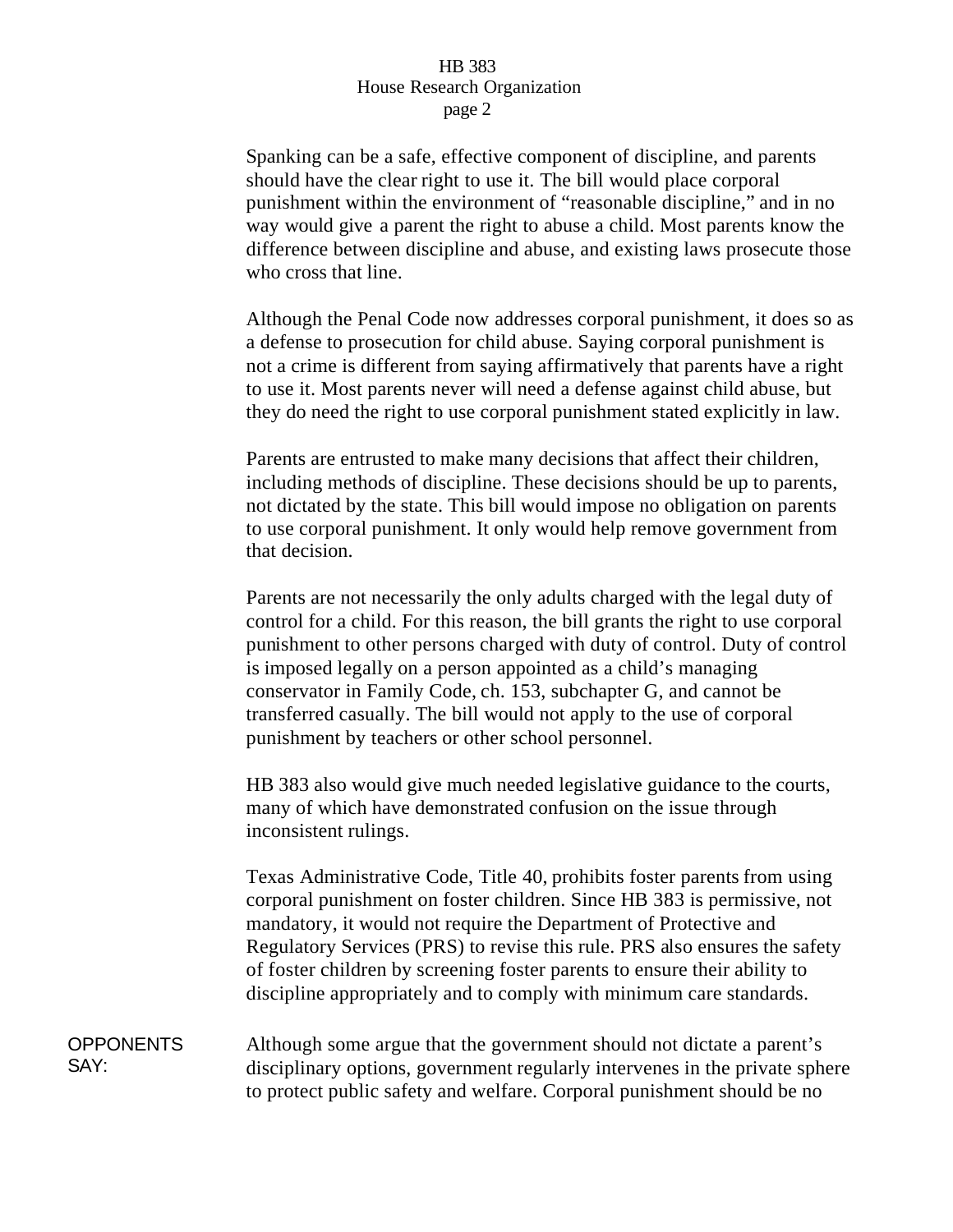Spanking can be a safe, effective component of discipline, and parents should have the clear right to use it. The bill would place corporal punishment within the environment of "reasonable discipline," and in no way would give a parent the right to abuse a child. Most parents know the difference between discipline and abuse, and existing laws prosecute those who cross that line.

Although the Penal Code now addresses corporal punishment, it does so as a defense to prosecution for child abuse. Saying corporal punishment is not a crime is different from saying affirmatively that parents have a right to use it. Most parents never will need a defense against child abuse, but they do need the right to use corporal punishment stated explicitly in law.

Parents are entrusted to make many decisions that affect their children, including methods of discipline. These decisions should be up to parents, not dictated by the state. This bill would impose no obligation on parents to use corporal punishment. It only would help remove government from that decision.

Parents are not necessarily the only adults charged with the legal duty of control for a child. For this reason, the bill grants the right to use corporal punishment to other persons charged with duty of control. Duty of control is imposed legally on a person appointed as a child's managing conservator in Family Code, ch. 153, subchapter G, and cannot be transferred casually. The bill would not apply to the use of corporal punishment by teachers or other school personnel.

HB 383 also would give much needed legislative guidance to the courts, many of which have demonstrated confusion on the issue through inconsistent rulings.

Texas Administrative Code, Title 40, prohibits foster parents from using corporal punishment on foster children. Since HB 383 is permissive, not mandatory, it would not require the Department of Protective and Regulatory Services (PRS) to revise this rule. PRS also ensures the safety of foster children by screening foster parents to ensure their ability to discipline appropriately and to comply with minimum care standards.

**OPPONENTS SAY:**

Although some argue that the government should not dictate a parent's disciplinary options, government regularly intervenes in the private sphere to protect public safety and welfare. Corporal punishment should be no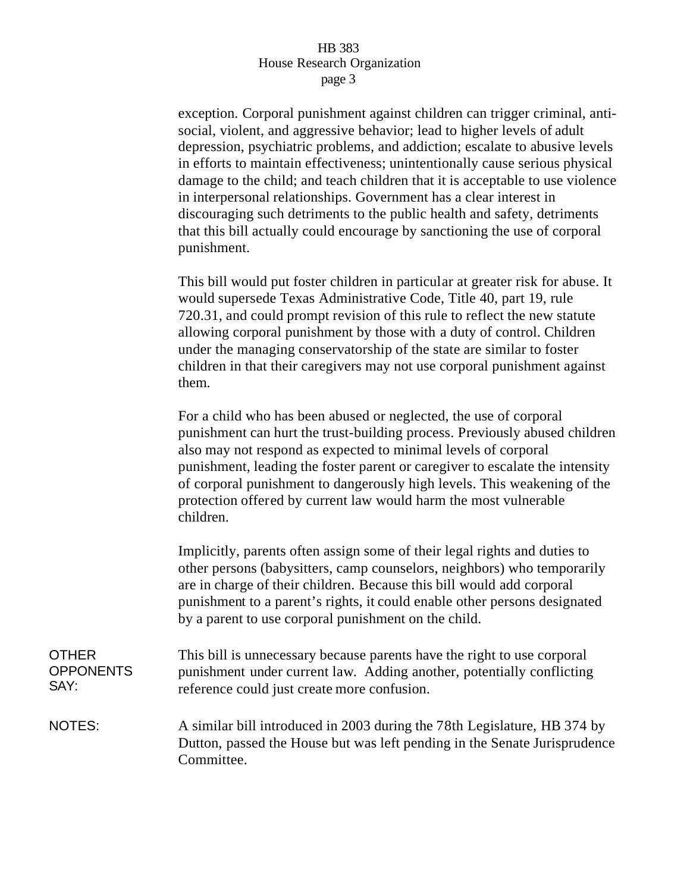exception. Corporal punishment against children can trigger criminal, anti-social, violent, and aggressive behavior; lead to higher levels of adult depression, psychiatric problems, and addiction; escalate to abusive levels in efforts to maintain effectiveness; unintentionally cause serious physical damage to the child; and teach children that it is acceptable to use violence in interpersonal relationships. Government has a clear interest in discouraging such detriments to the public health and safety, detriments that this bill actually could encourage by sanctioning the use of corporal punishment.

This bill would put foster children in particular at greater risk for abuse. It would supersede Texas Administrative Code, Title 40, part 19, rule 720.31, and could prompt revision of this rule to reflect the new statute allowing corporal punishment by those with a duty of control. Children under the managing conservatorship of the state are similar to foster children in that their caregivers may not use corporal punishment against them.

For a child who has been abused or neglected, the use of corporal punishment can hurt the trust-building process. Previously abused children also may not respond as expected to minimal levels of corporal punishment, leading the foster parent or caregiver to escalate the intensity of corporal punishment to dangerously high levels. This weakening of the protection offered by current law would harm the most vulnerable children.

Implicitly, parents often assign some of their legal rights and duties to other persons (babysitters, camp counselors, neighbors) who temporarily are in charge of their children. Because this bill would add corporal punishment to a parent's rights, it could enable other persons designated by a parent to use corporal punishment on the child.

**OTHER OPPONENTS SAY:**

This bill is unnecessary because parents have the right to use corporal punishment under current law. Adding another, potentially conflicting reference could just create more confusion.

**NOTES:**

A similar bill introduced in 2003 during the 78th Legislature, HB 374 by Dutton, passed the House but was left pending in the Senate Jurisprudence Committee.